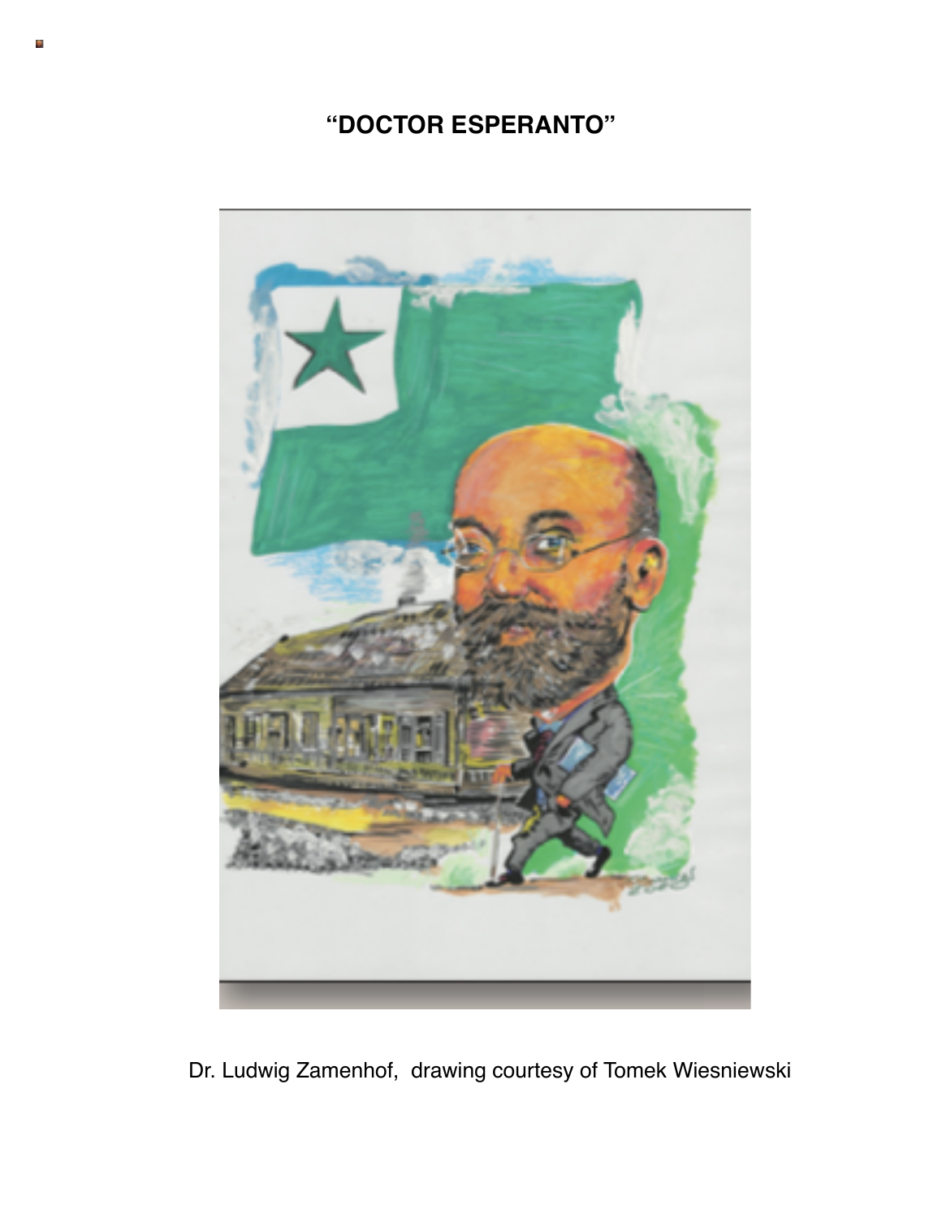# "DOCTOR ESPERANTO"

Dr. Ludwig Zamenhof, drawing courtesy of Tomek Wiesniewski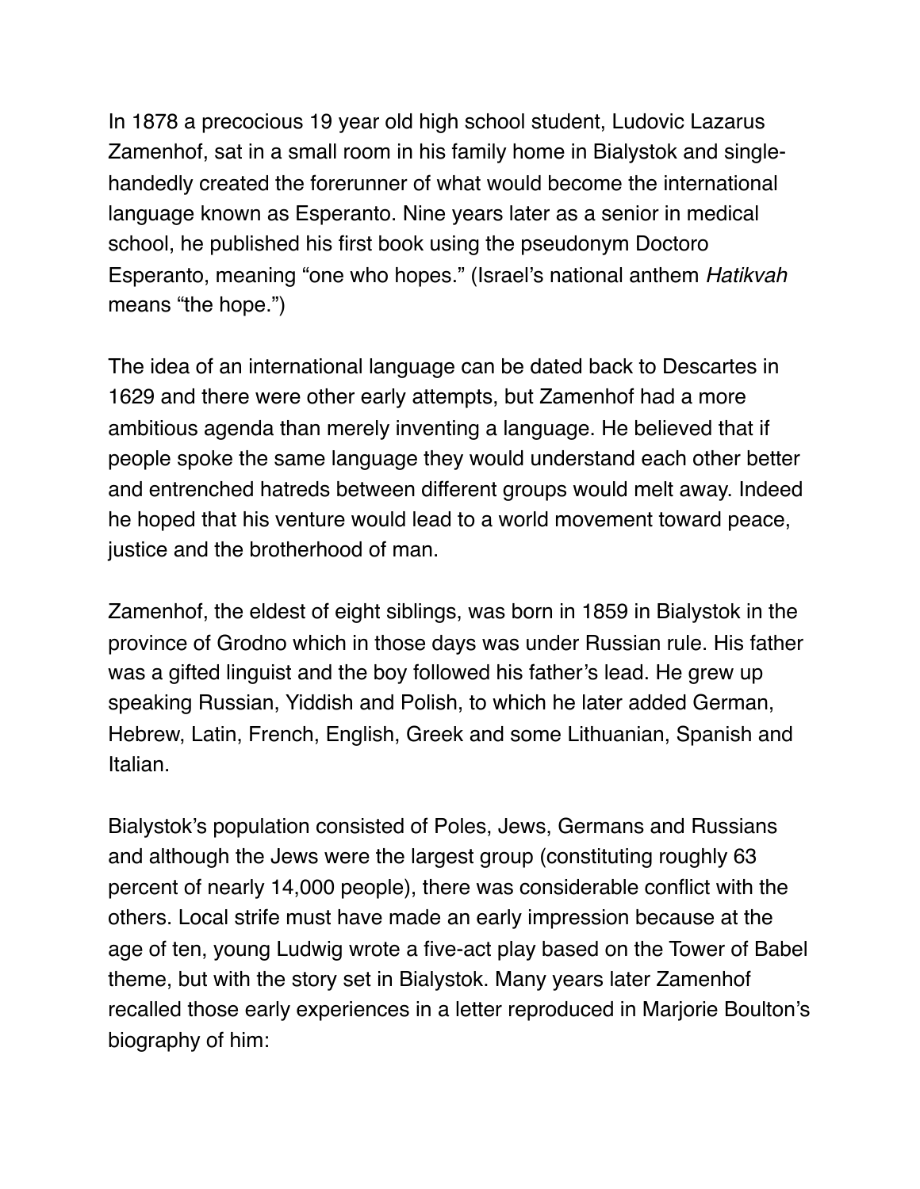In 1878 a precocious 19 year old high school student, Ludovic Lazarus Zamenhof, sat in a small room in his family home in Bialystok and single-handedly created the forerunner of what would become the international language known as Esperanto. Nine years later as a senior in medical school, he published his first book using the pseudonym Doctoro Esperanto, meaning "one who hopes." (Israel's national anthem *Hatikvah* means "the hope.")

The idea of an international language can be dated back to Descartes in 1629 and there were other early attempts, but Zamenhof had a more ambitious agenda than merely inventing a language. He believed that if people spoke the same language they would understand each other better and entrenched hatreds between different groups would melt away. Indeed he hoped that his venture would lead to a world movement toward peace, justice and the brotherhood of man.

Zamenhof, the eldest of eight siblings, was born in 1859 in Bialystok in the province of Grodno which in those days was under Russian rule. His father was a gifted linguist and the boy followed his father's lead. He grew up speaking Russian, Yiddish and Polish, to which he later added German, Hebrew, Latin, French, English, Greek and some Lithuanian, Spanish and Italian.

Bialystok's population consisted of Poles, Jews, Germans and Russians and although the Jews were the largest group (constituting roughly 63 percent of nearly 14,000 people), there was considerable conflict with the others. Local strife must have made an early impression because at the age of ten, young Ludwig wrote a five-act play based on the Tower of Babel theme, but with the story set in Bialystok. Many years later Zamenhof recalled those early experiences in a letter reproduced in Marjorie Boulton's biography of him: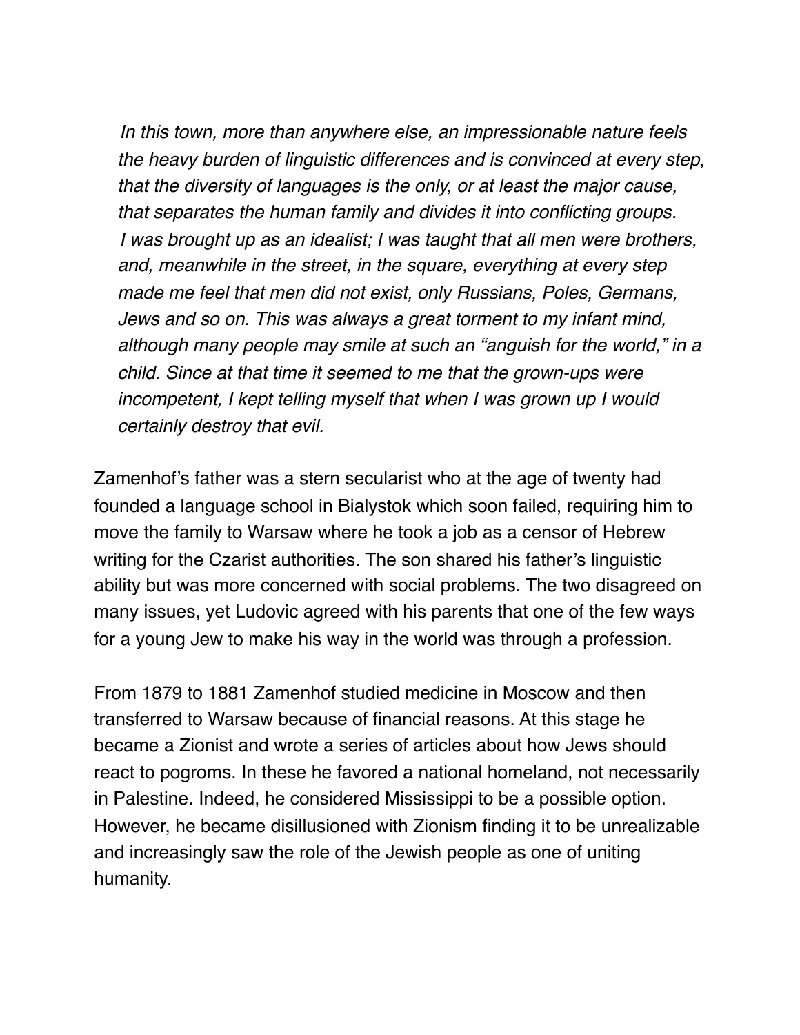> *In this town, more than anywhere else, an impressionable nature feels the heavy burden of linguistic differences and is convinced at every step, that the diversity of languages is the only, or at least the major cause, that separates the human family and divides it into conflicting groups. I was brought up as an idealist; I was taught that all men were brothers, and, meanwhile in the street, in the square, everything at every step made me feel that men did not exist, only Russians, Poles, Germans, Jews and so on. This was always a great torment to my infant mind, although many people may smile at such an "anguish for the world," in a child. Since at that time it seemed to me that the grown-ups were incompetent, I kept telling myself that when I was grown up I would certainly destroy that evil.*

Zamenhof's father was a stern secularist who at the age of twenty had founded a language school in Bialystok which soon failed, requiring him to move the family to Warsaw where he took a job as a censor of Hebrew writing for the Czarist authorities. The son shared his father's linguistic ability but was more concerned with social problems. The two disagreed on many issues, yet Ludovic agreed with his parents that one of the few ways for a young Jew to make his way in the world was through a profession.

From 1879 to 1881 Zamenhof studied medicine in Moscow and then transferred to Warsaw because of financial reasons. At this stage he became a Zionist and wrote a series of articles about how Jews should react to pogroms. In these he favored a national homeland, not necessarily in Palestine. Indeed, he considered Mississippi to be a possible option. However, he became disillusioned with Zionism finding it to be unrealizable and increasingly saw the role of the Jewish people as one of uniting humanity.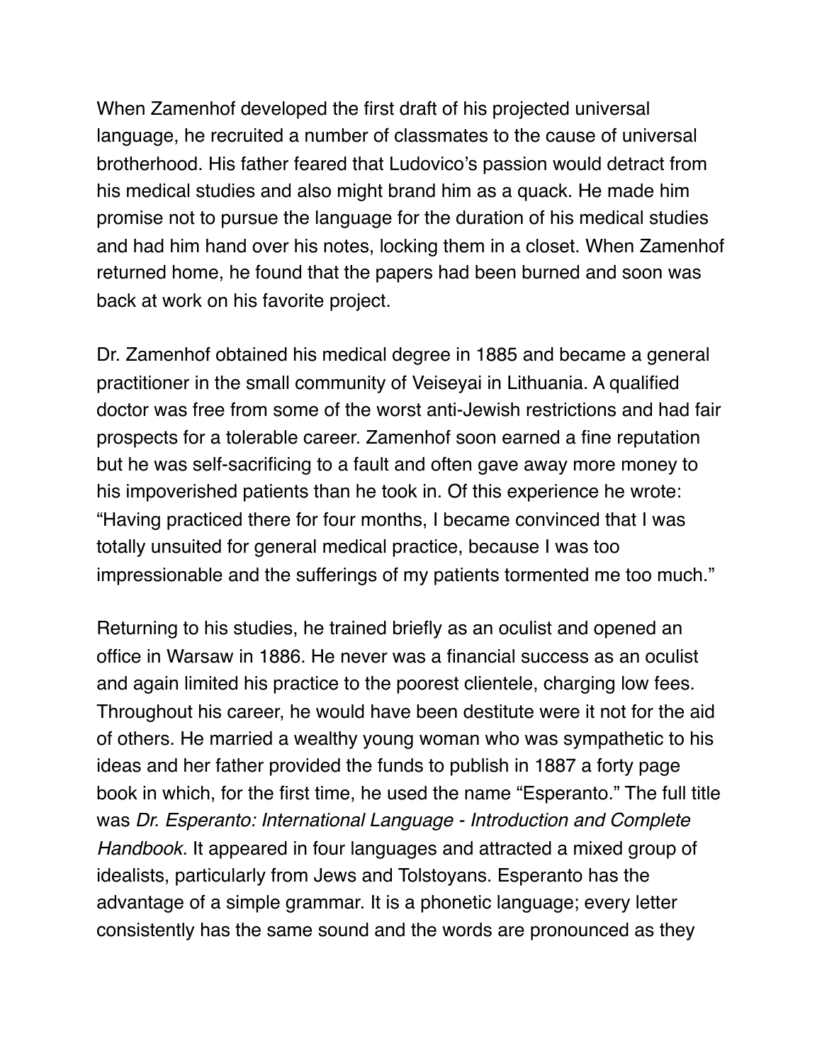When Zamenhof developed the first draft of his projected universal language, he recruited a number of classmates to the cause of universal brotherhood. His father feared that Ludovico's passion would detract from his medical studies and also might brand him as a quack. He made him promise not to pursue the language for the duration of his medical studies and had him hand over his notes, locking them in a closet. When Zamenhof returned home, he found that the papers had been burned and soon was back at work on his favorite project.

Dr. Zamenhof obtained his medical degree in 1885 and became a general practitioner in the small community of Veiseyai in Lithuania. A qualified doctor was free from some of the worst anti-Jewish restrictions and had fair prospects for a tolerable career. Zamenhof soon earned a fine reputation but he was self-sacrificing to a fault and often gave away more money to his impoverished patients than he took in. Of this experience he wrote: "Having practiced there for four months, I became convinced that I was totally unsuited for general medical practice, because I was too impressionable and the sufferings of my patients tormented me too much."

Returning to his studies, he trained briefly as an oculist and opened an office in Warsaw in 1886. He never was a financial success as an oculist and again limited his practice to the poorest clientele, charging low fees. Throughout his career, he would have been destitute were it not for the aid of others. He married a wealthy young woman who was sympathetic to his ideas and her father provided the funds to publish in 1887 a forty page book in which, for the first time, he used the name "Esperanto." The full title was *Dr. Esperanto: International Language - Introduction and Complete Handbook.* It appeared in four languages and attracted a mixed group of idealists, particularly from Jews and Tolstoyans. Esperanto has the advantage of a simple grammar. It is a phonetic language; every letter consistently has the same sound and the words are pronounced as they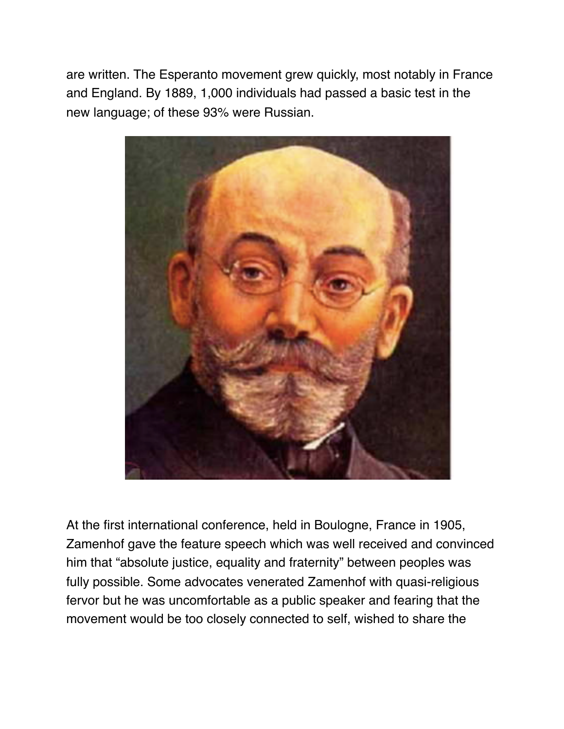are written. The Esperanto movement grew quickly, most notably in France and England. By 1889, 1,000 individuals had passed a basic test in the new language; of these 93% were Russian.

At the first international conference, held in Boulogne, France in 1905, Zamenhof gave the feature speech which was well received and convinced him that “absolute justice, equality and fraternity” between peoples was fully possible. Some advocates venerated Zamenhof with quasi-religious fervor but he was uncomfortable as a public speaker and fearing that the movement would be too closely connected to self, wished to share the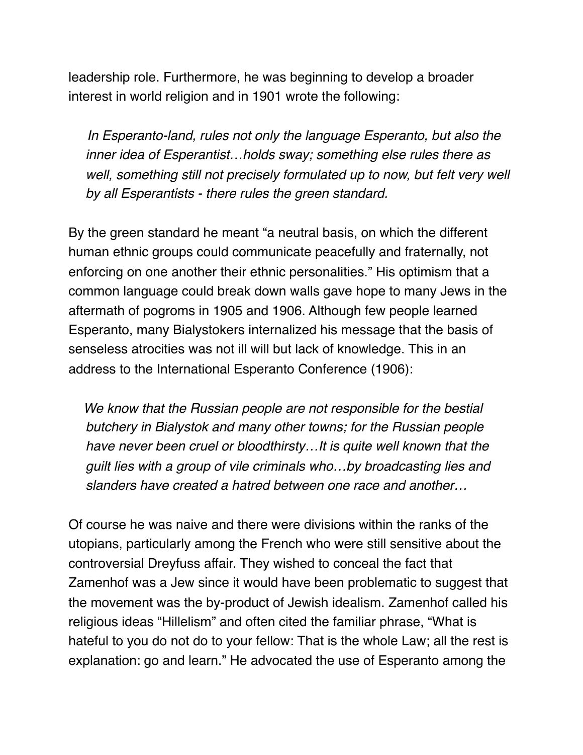leadership role. Furthermore, he was beginning to develop a broader interest in world religion and in 1901 wrote the following:

> *In Esperanto-land, rules not only the language Esperanto, but also the inner idea of Esperantist…holds sway; something else rules there as well, something still not precisely formulated up to now, but felt very well by all Esperantists - there rules the green standard.*

By the green standard he meant "a neutral basis, on which the different human ethnic groups could communicate peacefully and fraternally, not enforcing on one another their ethnic personalities." His optimism that a common language could break down walls gave hope to many Jews in the aftermath of pogroms in 1905 and 1906. Although few people learned Esperanto, many Bialystokers internalized his message that the basis of senseless atrocities was not ill will but lack of knowledge. This in an address to the International Esperanto Conference (1906):

> *We know that the Russian people are not responsible for the bestial butchery in Bialystok and many other towns; for the Russian people have never been cruel or bloodthirsty…It is quite well known that the guilt lies with a group of vile criminals who…by broadcasting lies and slanders have created a hatred between one race and another…*

Of course he was naive and there were divisions within the ranks of the utopians, particularly among the French who were still sensitive about the controversial Dreyfuss affair. They wished to conceal the fact that Zamenhof was a Jew since it would have been problematic to suggest that the movement was the by-product of Jewish idealism. Zamenhof called his religious ideas "Hillelism" and often cited the familiar phrase, "What is hateful to you do not do to your fellow: That is the whole Law; all the rest is explanation: go and learn." He advocated the use of Esperanto among the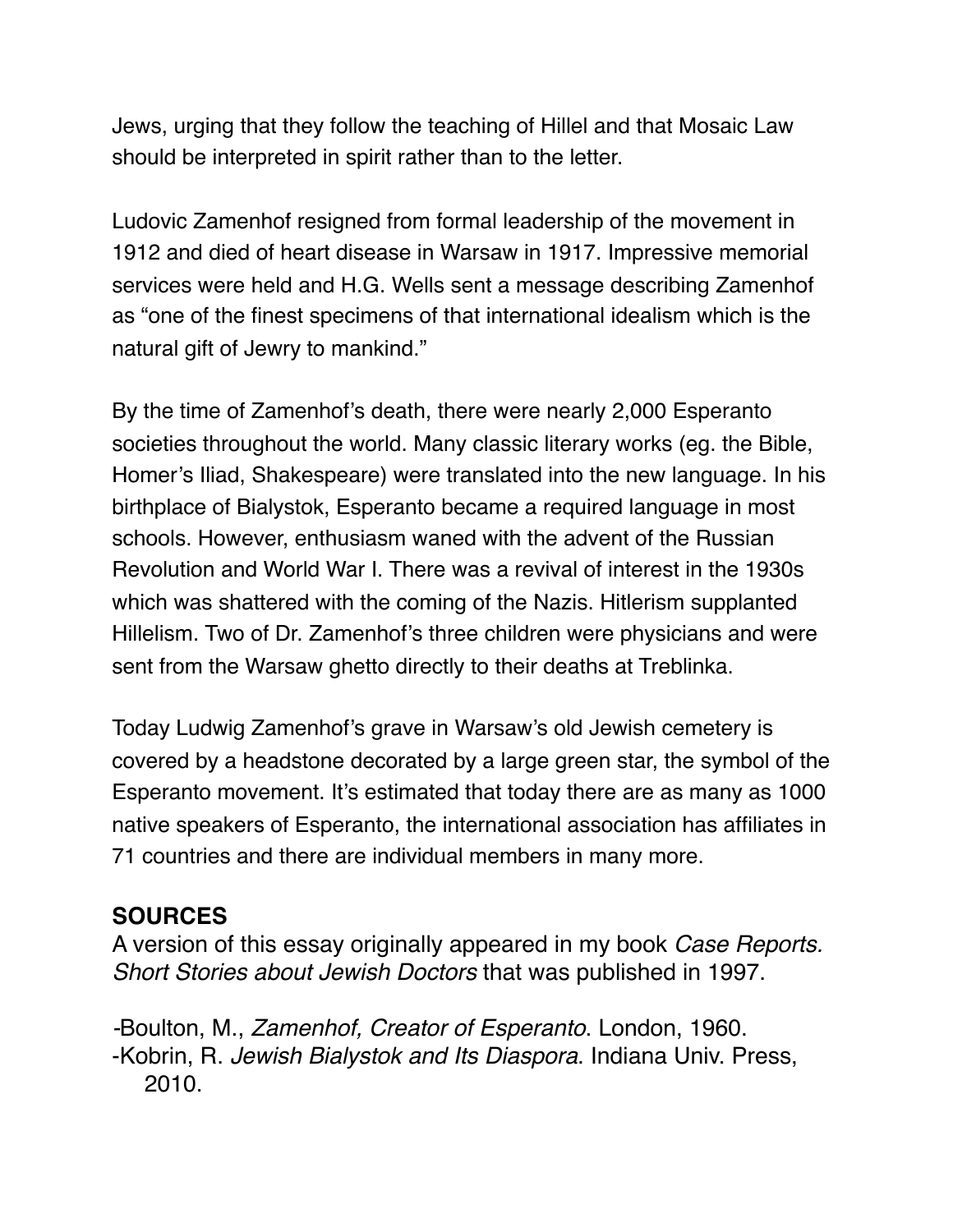Jews, urging that they follow the teaching of Hillel and that Mosaic Law should be interpreted in spirit rather than to the letter.

Ludovic Zamenhof resigned from formal leadership of the movement in 1912 and died of heart disease in Warsaw in 1917. Impressive memorial services were held and H.G. Wells sent a message describing Zamenhof as "one of the finest specimens of that international idealism which is the natural gift of Jewry to mankind."

By the time of Zamenhof's death, there were nearly 2,000 Esperanto societies throughout the world. Many classic literary works (eg. the Bible, Homer's Iliad, Shakespeare) were translated into the new language. In his birthplace of Bialystok, Esperanto became a required language in most schools. However, enthusiasm waned with the advent of the Russian Revolution and World War I. There was a revival of interest in the 1930s which was shattered with the coming of the Nazis. Hitlerism supplanted Hillelism. Two of Dr. Zamenhof's three children were physicians and were sent from the Warsaw ghetto directly to their deaths at Treblinka.

Today Ludwig Zamenhof's grave in Warsaw's old Jewish cemetery is covered by a headstone decorated by a large green star, the symbol of the Esperanto movement. It's estimated that today there are as many as 1000 native speakers of Esperanto, the international association has affiliates in 71 countries and there are individual members in many more.

## SOURCES

A version of this essay originally appeared in my book *Case Reports. Short Stories about Jewish Doctors* that was published in 1997.

- Boulton, M., *Zamenhof, Creator of Esperanto*. London, 1960.
- Kobrin, R. *Jewish Bialystok and Its Diaspora*. Indiana Univ. Press, 2010.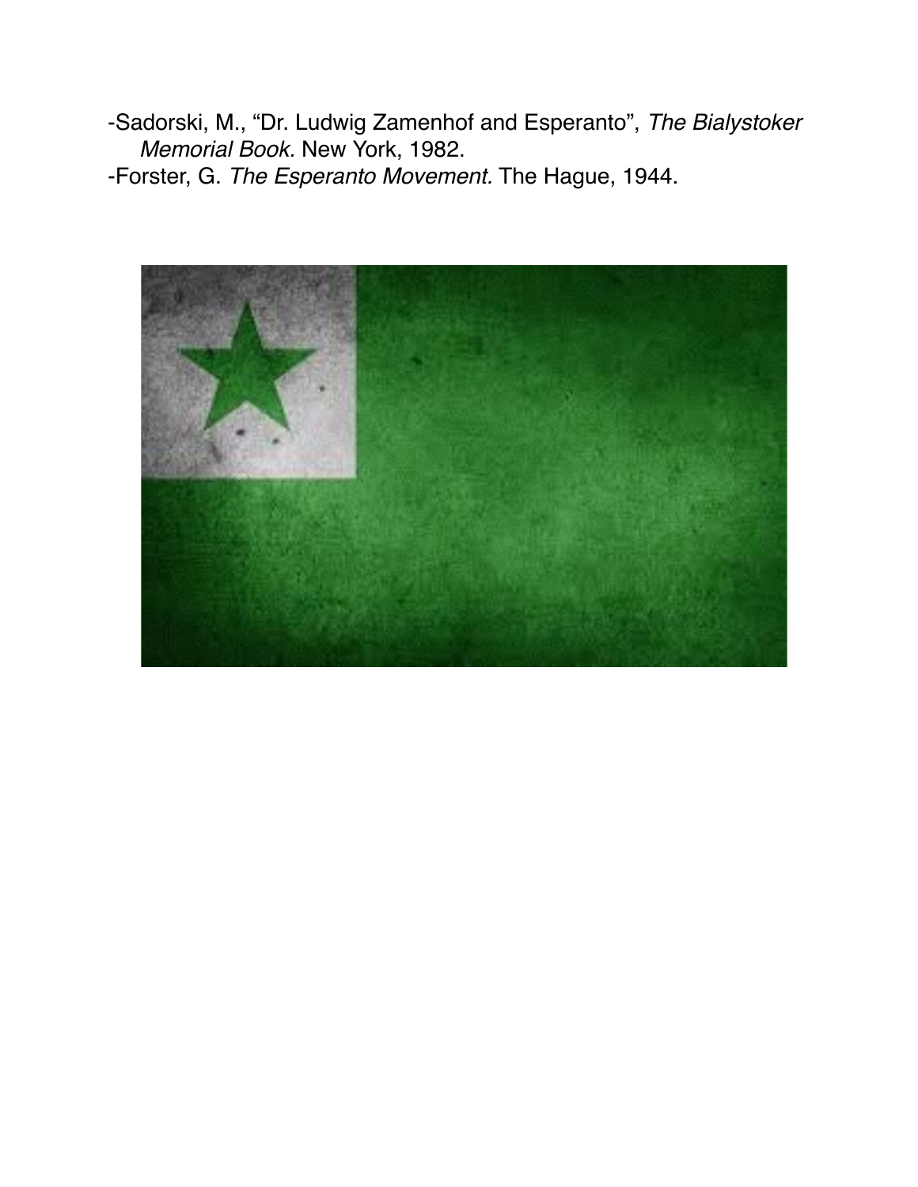-Sadorski, M., "Dr. Ludwig Zamenhof and Esperanto", *The Bialystoker Memorial Book.* New York, 1982.

-Forster, G. *The Esperanto Movement.* The Hague, 1944.